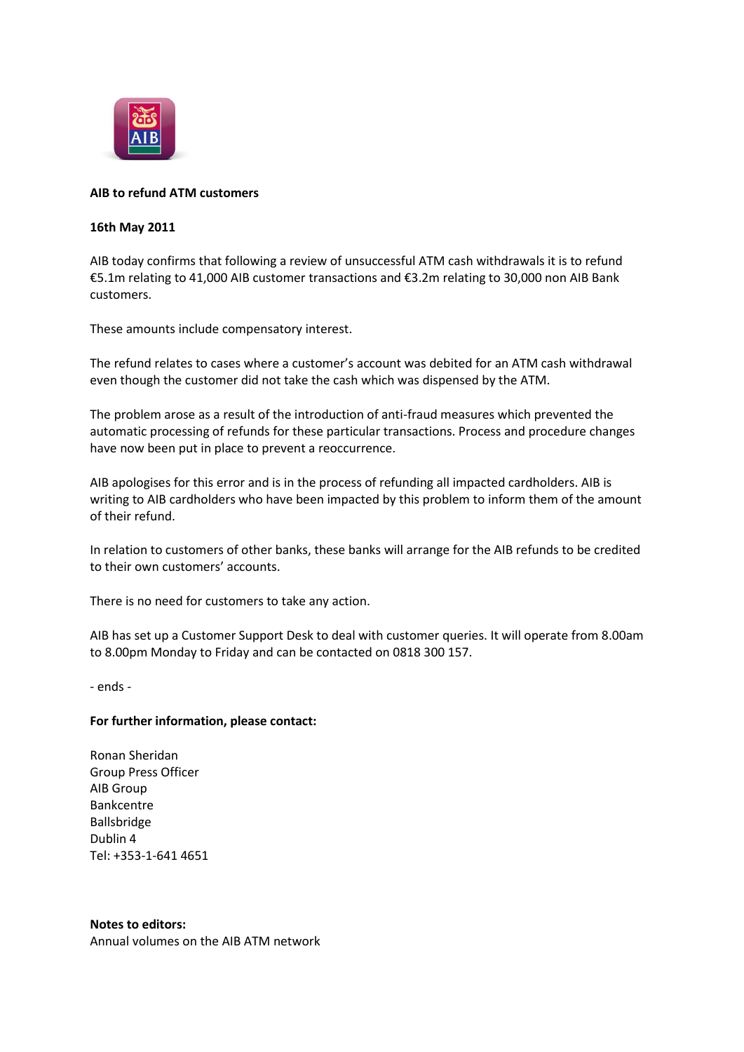**AIB to refund ATM customers**

**16th May 2011**

AIB today confirms that following a review of unsuccessful ATM cash withdrawals it is to refund €5.1m relating to 41,000 AIB customer transactions and €3.2m relating to 30,000 non AIB Bank customers.

These amounts include compensatory interest.

The refund relates to cases where a customer's account was debited for an ATM cash withdrawal even though the customer did not take the cash which was dispensed by the ATM.

The problem arose as a result of the introduction of anti-fraud measures which prevented the automatic processing of refunds for these particular transactions. Process and procedure changes have now been put in place to prevent a reoccurrence.

AIB apologises for this error and is in the process of refunding all impacted cardholders. AIB is writing to AIB cardholders who have been impacted by this problem to inform them of the amount of their refund.

In relation to customers of other banks, these banks will arrange for the AIB refunds to be credited to their own customers' accounts.

There is no need for customers to take any action.

AIB has set up a Customer Support Desk to deal with customer queries. It will operate from 8.00am to 8.00pm Monday to Friday and can be contacted on 0818 300 157.

- ends -

**For further information, please contact:**

Ronan Sheridan  
Group Press Officer  
AIB Group  
Bankcentre  
Ballsbridge  
Dublin 4  
Tel: +353-1-641 4651

**Notes to editors:**  
Annual volumes on the AIB ATM network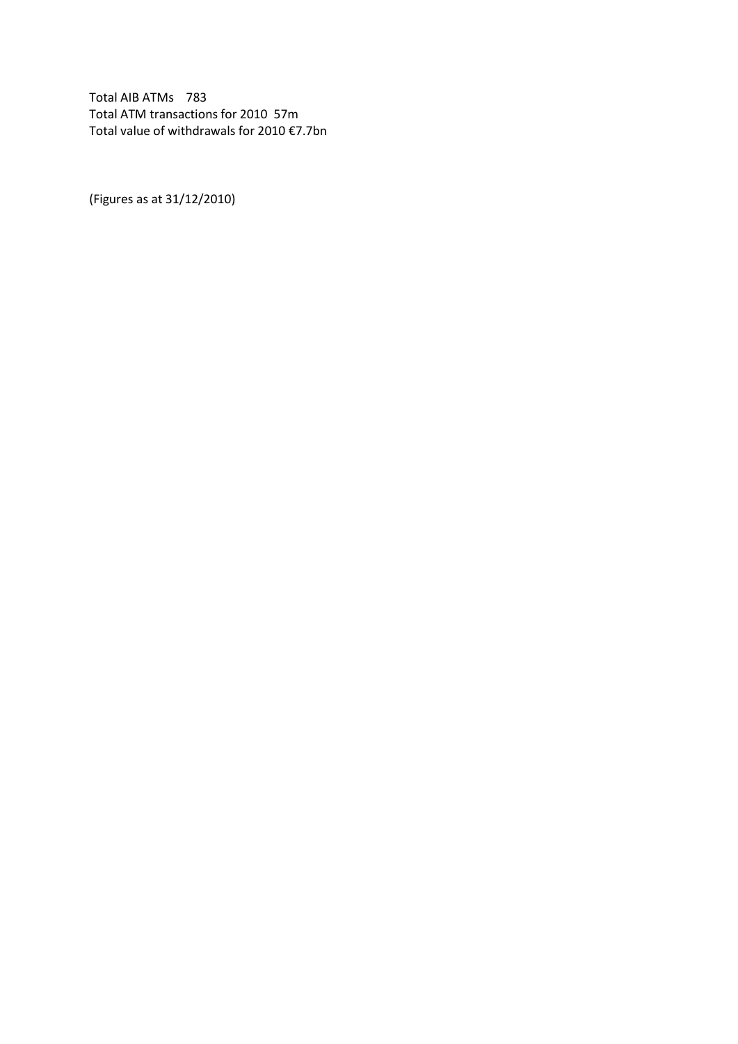Total AIB ATMs 783
Total ATM transactions for 2010 57m
Total value of withdrawals for 2010 €7.7bn

(Figures as at 31/12/2010)